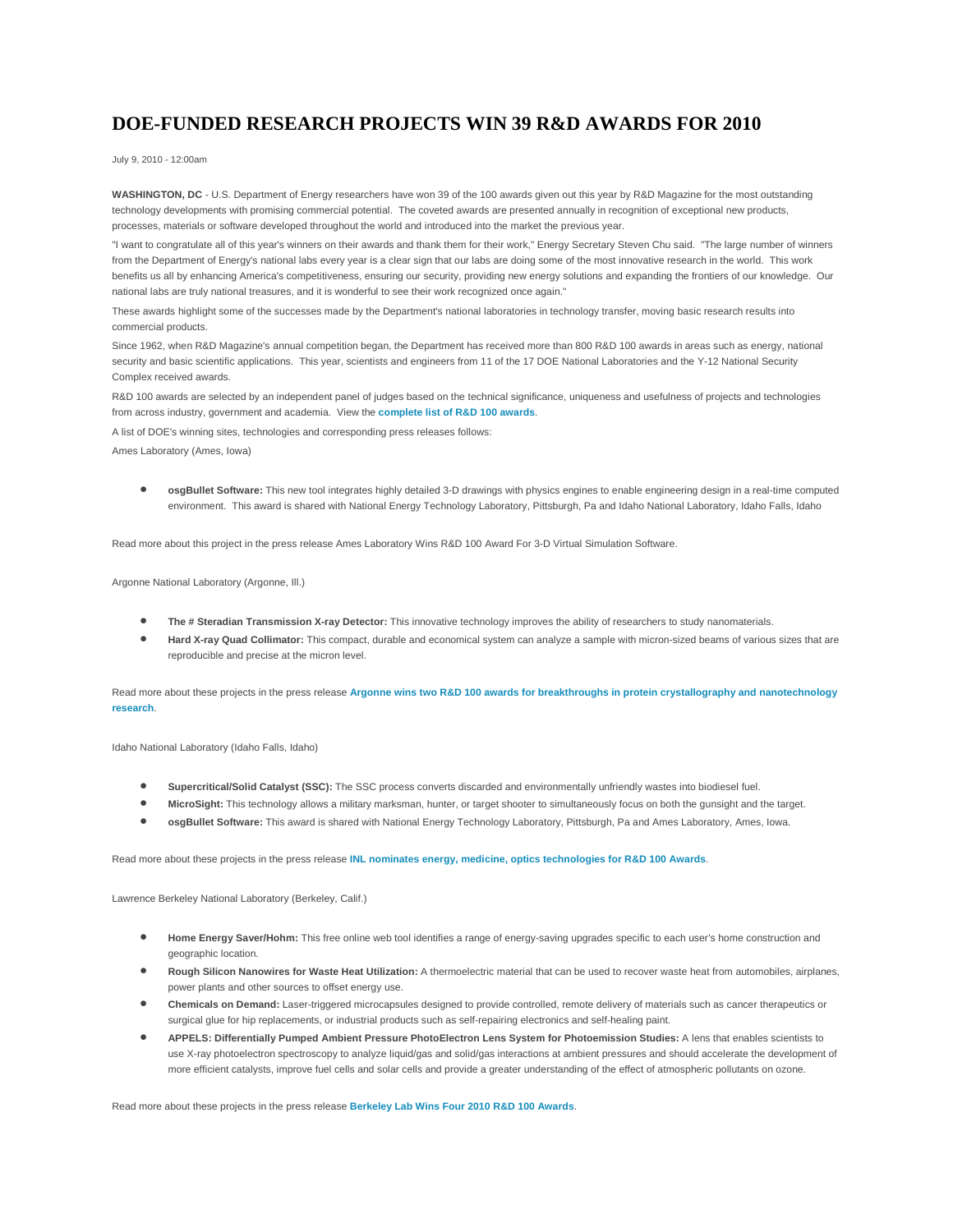# DOE-FUNDED RESEARCH PROJECTS WIN 39 R&D AWARDS FOR 2010

July 9, 2010 - 12:00am

**WASHINGTON, DC** - U.S. Department of Energy researchers have won 39 of the 100 awards given out this year by R&D Magazine for the most outstanding technology developments with promising commercial potential. The coveted awards are presented annually in recognition of exceptional new products, processes, materials or software developed throughout the world and introduced into the market the previous year.

"I want to congratulate all of this year's winners on their awards and thank them for their work," Energy Secretary Steven Chu said. "The large number of winners from the Department of Energy's national labs every year is a clear sign that our labs are doing some of the most innovative research in the world. This work benefits us all by enhancing America's competitiveness, ensuring our security, providing new energy solutions and expanding the frontiers of our knowledge. Our national labs are truly national treasures, and it is wonderful to see their work recognized once again."

These awards highlight some of the successes made by the Department's national laboratories in technology transfer, moving basic research results into commercial products.

Since 1962, when R&D Magazine's annual competition began, the Department has received more than 800 R&D 100 awards in areas such as energy, national security and basic scientific applications. This year, scientists and engineers from 11 of the 17 DOE National Laboratories and the Y-12 National Security Complex received awards.

R&D 100 awards are selected by an independent panel of judges based on the technical significance, uniqueness and usefulness of projects and technologies from across industry, government and academia. View the **complete list of R&D 100 awards**.

A list of DOE's winning sites, technologies and corresponding press releases follows:

Ames Laboratory (Ames, Iowa)

- **osgBullet Software:** This new tool integrates highly detailed 3-D drawings with physics engines to enable engineering design in a real-time computed environment. This award is shared with National Energy Technology Laboratory, Pittsburgh, Pa and Idaho National Laboratory, Idaho Falls, Idaho

Read more about this project in the press release Ames Laboratory Wins R&D 100 Award For 3-D Virtual Simulation Software.

Argonne National Laboratory (Argonne, Ill.)

- **The # Steradian Transmission X-ray Detector:** This innovative technology improves the ability of researchers to study nanomaterials.
- **Hard X-ray Quad Collimator:** This compact, durable and economical system can analyze a sample with micron-sized beams of various sizes that are reproducible and precise at the micron level.

Read more about these projects in the press release **Argonne wins two R&D 100 awards for breakthroughs in protein crystallography and nanotechnology research**.

Idaho National Laboratory (Idaho Falls, Idaho)

- **Supercritical/Solid Catalyst (SSC):** The SSC process converts discarded and environmentally unfriendly wastes into biodiesel fuel.
- **MicroSight:** This technology allows a military marksman, hunter, or target shooter to simultaneously focus on both the gunsight and the target.
- **osgBullet Software:** This award is shared with National Energy Technology Laboratory, Pittsburgh, Pa and Ames Laboratory, Ames, Iowa.

Read more about these projects in the press release **INL nominates energy, medicine, optics technologies for R&D 100 Awards**.

Lawrence Berkeley National Laboratory (Berkeley, Calif.)

- **Home Energy Saver/Hohm:** This free online web tool identifies a range of energy-saving upgrades specific to each user's home construction and geographic location.
- **Rough Silicon Nanowires for Waste Heat Utilization:** A thermoelectric material that can be used to recover waste heat from automobiles, airplanes, power plants and other sources to offset energy use.
- **Chemicals on Demand:** Laser-triggered microcapsules designed to provide controlled, remote delivery of materials such as cancer therapeutics or surgical glue for hip replacements, or industrial products such as self-repairing electronics and self-healing paint.
- **APPELS: Differentially Pumped Ambient Pressure PhotoElectron Lens System for Photoemission Studies:** A lens that enables scientists to use X-ray photoelectron spectroscopy to analyze liquid/gas and solid/gas interactions at ambient pressures and should accelerate the development of more efficient catalysts, improve fuel cells and solar cells and provide a greater understanding of the effect of atmospheric pollutants on ozone.

Read more about these projects in the press release **Berkeley Lab Wins Four 2010 R&D 100 Awards**.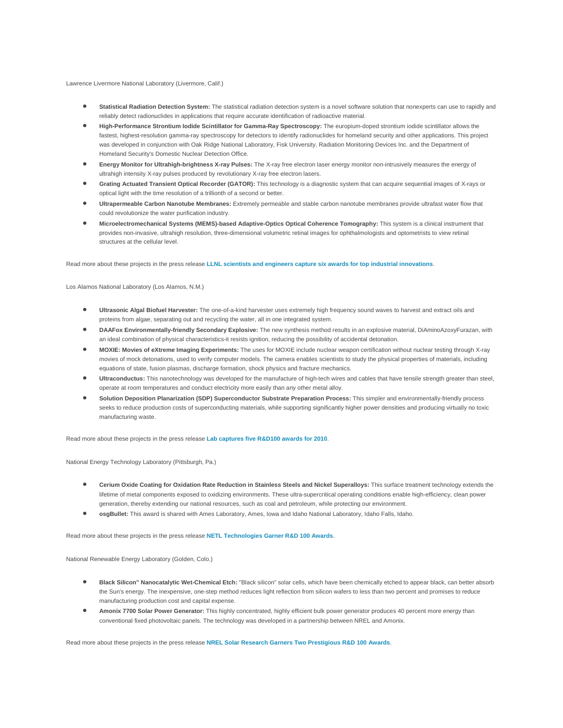Lawrence Livermore National Laboratory (Livermore, Calif.)

- **Statistical Radiation Detection System:** The statistical radiation detection system is a novel software solution that nonexperts can use to rapidly and reliably detect radionuclides in applications that require accurate identification of radioactive material.
- **High-Performance Strontium Iodide Scintillator for Gamma-Ray Spectroscopy:** The europium-doped strontium iodide scintillator allows the fastest, highest-resolution gamma-ray spectroscopy for detectors to identify radionuclides for homeland security and other applications. This project was developed in conjunction with Oak Ridge National Laboratory, Fisk University, Radiation Monitoring Devices Inc. and the Department of Homeland Security's Domestic Nuclear Detection Office.
- **Energy Monitor for Ultrahigh-brightness X-ray Pulses:** The X-ray free electron laser energy monitor non-intrusively measures the energy of ultrahigh intensity X-ray pulses produced by revolutionary X-ray free electron lasers.
- **Grating Actuated Transient Optical Recorder (GATOR):** This technology is a diagnostic system that can acquire sequential images of X-rays or optical light with the time resolution of a trillionth of a second or better.
- **Ultrapermeable Carbon Nanotube Membranes:** Extremely permeable and stable carbon nanotube membranes provide ultrafast water flow that could revolutionize the water purification industry.
- **Microelectromechanical Systems (MEMS)-based Adaptive-Optics Optical Coherence Tomography:** This system is a clinical instrument that provides non-invasive, ultrahigh resolution, three-dimensional volumetric retinal images for ophthalmologists and optometrists to view retinal structures at the cellular level.

Read more about these projects in the press release **LLNL scientists and engineers capture six awards for top industrial innovations**.

Los Alamos National Laboratory (Los Alamos, N.M.)

- **Ultrasonic Algal Biofuel Harvester:** The one-of-a-kind harvester uses extremely high frequency sound waves to harvest and extract oils and proteins from algae, separating out and recycling the water, all in one integrated system.
- **DAAFox Environmentally-friendly Secondary Explosive:** The new synthesis method results in an explosive material, DiAminoAzoxyFurazan, with an ideal combination of physical characteristics-it resists ignition, reducing the possibility of accidental detonation.
- **MOXIE: Movies of eXtreme Imaging Experiments:** The uses for MOXIE include nuclear weapon certification without nuclear testing through X-ray movies of mock detonations, used to verify computer models. The camera enables scientists to study the physical properties of materials, including equations of state, fusion plasmas, discharge formation, shock physics and fracture mechanics.
- **Ultraconductus:** This nanotechnology was developed for the manufacture of high-tech wires and cables that have tensile strength greater than steel, operate at room temperatures and conduct electricity more easily than any other metal alloy.
- **Solution Deposition Planarization (SDP) Superconductor Substrate Preparation Process:** This simpler and environmentally-friendly process seeks to reduce production costs of superconducting materials, while supporting significantly higher power densities and producing virtually no toxic manufacturing waste.

Read more about these projects in the press release **Lab captures five R&D100 awards for 2010**.

National Energy Technology Laboratory (Pittsburgh, Pa.)

- **Cerium Oxide Coating for Oxidation Rate Reduction in Stainless Steels and Nickel Superalloys:** This surface treatment technology extends the lifetime of metal components exposed to oxidizing environments. These ultra-supercritical operating conditions enable high-efficiency, clean power generation, thereby extending our national resources, such as coal and petroleum, while protecting our environment.
- **osgBullet:** This award is shared with Ames Laboratory, Ames, Iowa and Idaho National Laboratory, Idaho Falls, Idaho.

Read more about these projects in the press release **NETL Technologies Garner R&D 100 Awards**.

National Renewable Energy Laboratory (Golden, Colo.)

- **Black Silicon" Nanocatalytic Wet-Chemical Etch:** "Black silicon" solar cells, which have been chemically etched to appear black, can better absorb the Sun's energy. The inexpensive, one-step method reduces light reflection from silicon wafers to less than two percent and promises to reduce manufacturing production cost and capital expense.
- **Amonix 7700 Solar Power Generator:** This highly concentrated, highly efficient bulk power generator produces 40 percent more energy than conventional fixed photovoltaic panels. The technology was developed in a partnership between NREL and Amonix.

Read more about these projects in the press release **NREL Solar Research Garners Two Prestigious R&D 100 Awards**.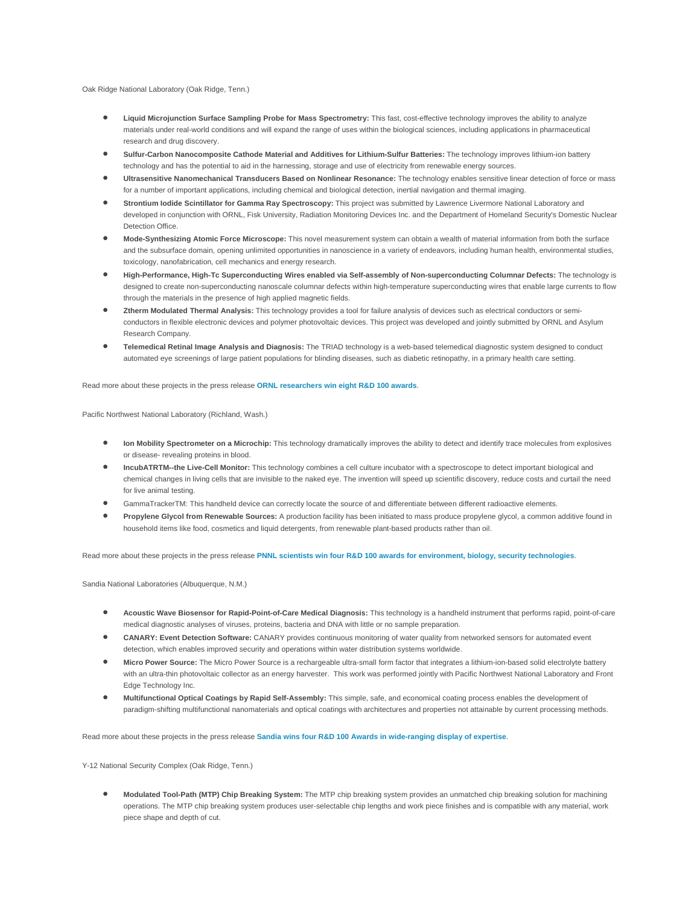Oak Ridge National Laboratory (Oak Ridge, Tenn.)

- **Liquid Microjunction Surface Sampling Probe for Mass Spectrometry:** This fast, cost-effective technology improves the ability to analyze materials under real-world conditions and will expand the range of uses within the biological sciences, including applications in pharmaceutical research and drug discovery.
- **Sulfur-Carbon Nanocomposite Cathode Material and Additives for Lithium-Sulfur Batteries:** The technology improves lithium-ion battery technology and has the potential to aid in the harnessing, storage and use of electricity from renewable energy sources.
- **Ultrasensitive Nanomechanical Transducers Based on Nonlinear Resonance:** The technology enables sensitive linear detection of force or mass for a number of important applications, including chemical and biological detection, inertial navigation and thermal imaging.
- **Strontium Iodide Scintillator for Gamma Ray Spectroscopy:** This project was submitted by Lawrence Livermore National Laboratory and developed in conjunction with ORNL, Fisk University, Radiation Monitoring Devices Inc. and the Department of Homeland Security's Domestic Nuclear Detection Office.
- **Mode-Synthesizing Atomic Force Microscope:** This novel measurement system can obtain a wealth of material information from both the surface and the subsurface domain, opening unlimited opportunities in nanoscience in a variety of endeavors, including human health, environmental studies, toxicology, nanofabrication, cell mechanics and energy research.
- **High-Performance, High-Tc Superconducting Wires enabled via Self-assembly of Non-superconducting Columnar Defects:** The technology is designed to create non-superconducting nanoscale columnar defects within high-temperature superconducting wires that enable large currents to flow through the materials in the presence of high applied magnetic fields.
- **Ztherm Modulated Thermal Analysis:** This technology provides a tool for failure analysis of devices such as electrical conductors or semi-conductors in flexible electronic devices and polymer photovoltaic devices. This project was developed and jointly submitted by ORNL and Asylum Research Company.
- **Telemedical Retinal Image Analysis and Diagnosis:** The TRIAD technology is a web-based telemedical diagnostic system designed to conduct automated eye screenings of large patient populations for blinding diseases, such as diabetic retinopathy, in a primary health care setting.

Read more about these projects in the press release **ORNL researchers win eight R&D 100 awards**.

Pacific Northwest National Laboratory (Richland, Wash.)

- **Ion Mobility Spectrometer on a Microchip:** This technology dramatically improves the ability to detect and identify trace molecules from explosives or disease- revealing proteins in blood.
- **IncubATRTM--the Live-Cell Monitor:** This technology combines a cell culture incubator with a spectroscope to detect important biological and chemical changes in living cells that are invisible to the naked eye. The invention will speed up scientific discovery, reduce costs and curtail the need for live animal testing.
- GammaTrackerTM: This handheld device can correctly locate the source of and differentiate between different radioactive elements.
- **Propylene Glycol from Renewable Sources:** A production facility has been initiated to mass produce propylene glycol, a common additive found in household items like food, cosmetics and liquid detergents, from renewable plant-based products rather than oil.

Read more about these projects in the press release **PNNL scientists win four R&D 100 awards for environment, biology, security technologies**.

Sandia National Laboratories (Albuquerque, N.M.)

- **Acoustic Wave Biosensor for Rapid-Point-of-Care Medical Diagnosis:** This technology is a handheld instrument that performs rapid, point-of-care medical diagnostic analyses of viruses, proteins, bacteria and DNA with little or no sample preparation.
- **CANARY: Event Detection Software:** CANARY provides continuous monitoring of water quality from networked sensors for automated event detection, which enables improved security and operations within water distribution systems worldwide.
- **Micro Power Source:** The Micro Power Source is a rechargeable ultra-small form factor that integrates a lithium-ion-based solid electrolyte battery with an ultra-thin photovoltaic collector as an energy harvester. This work was performed jointly with Pacific Northwest National Laboratory and Front Edge Technology Inc.
- **Multifunctional Optical Coatings by Rapid Self-Assembly:** This simple, safe, and economical coating process enables the development of paradigm-shifting multifunctional nanomaterials and optical coatings with architectures and properties not attainable by current processing methods.

Read more about these projects in the press release **Sandia wins four R&D 100 Awards in wide-ranging display of expertise**.

Y-12 National Security Complex (Oak Ridge, Tenn.)

- **Modulated Tool-Path (MTP) Chip Breaking System:** The MTP chip breaking system provides an unmatched chip breaking solution for machining operations. The MTP chip breaking system produces user-selectable chip lengths and work piece finishes and is compatible with any material, work piece shape and depth of cut.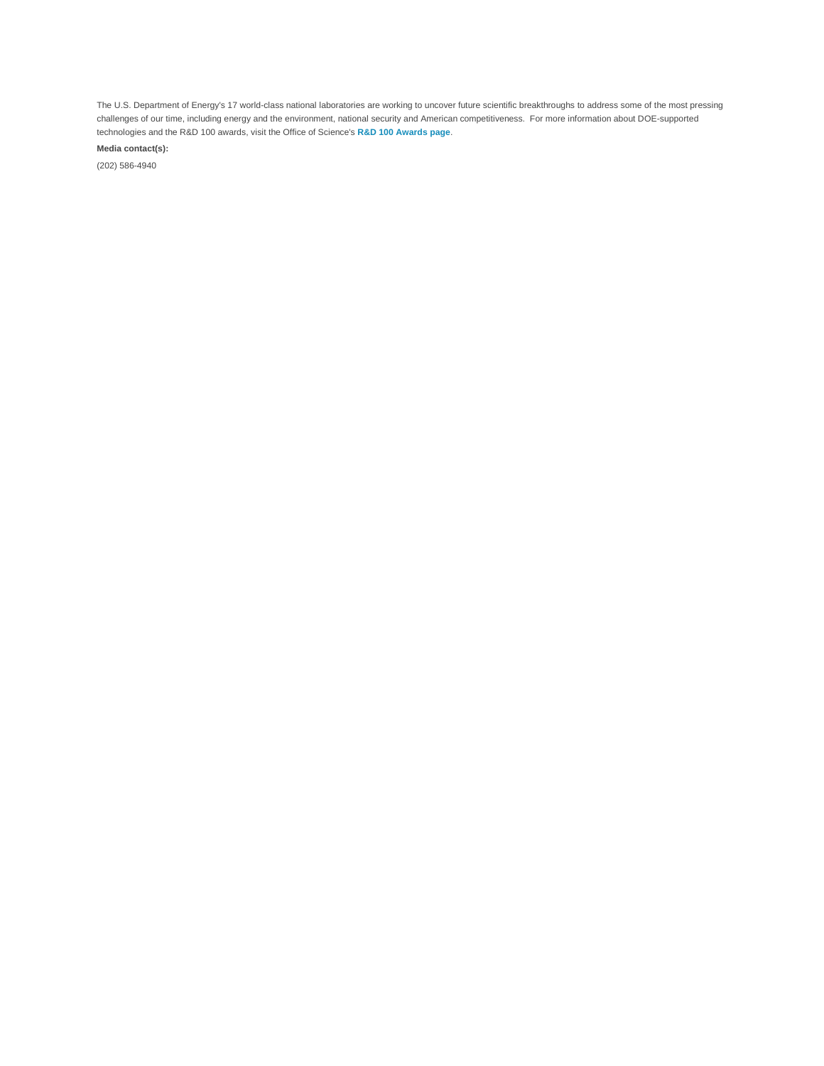The U.S. Department of Energy's 17 world-class national laboratories are working to uncover future scientific breakthroughs to address some of the most pressing challenges of our time, including energy and the environment, national security and American competitiveness.  For more information about DOE-supported technologies and the R&D 100 awards, visit the Office of Science's **R&D 100 Awards page**.

**Media contact(s):**

(202) 586-4940